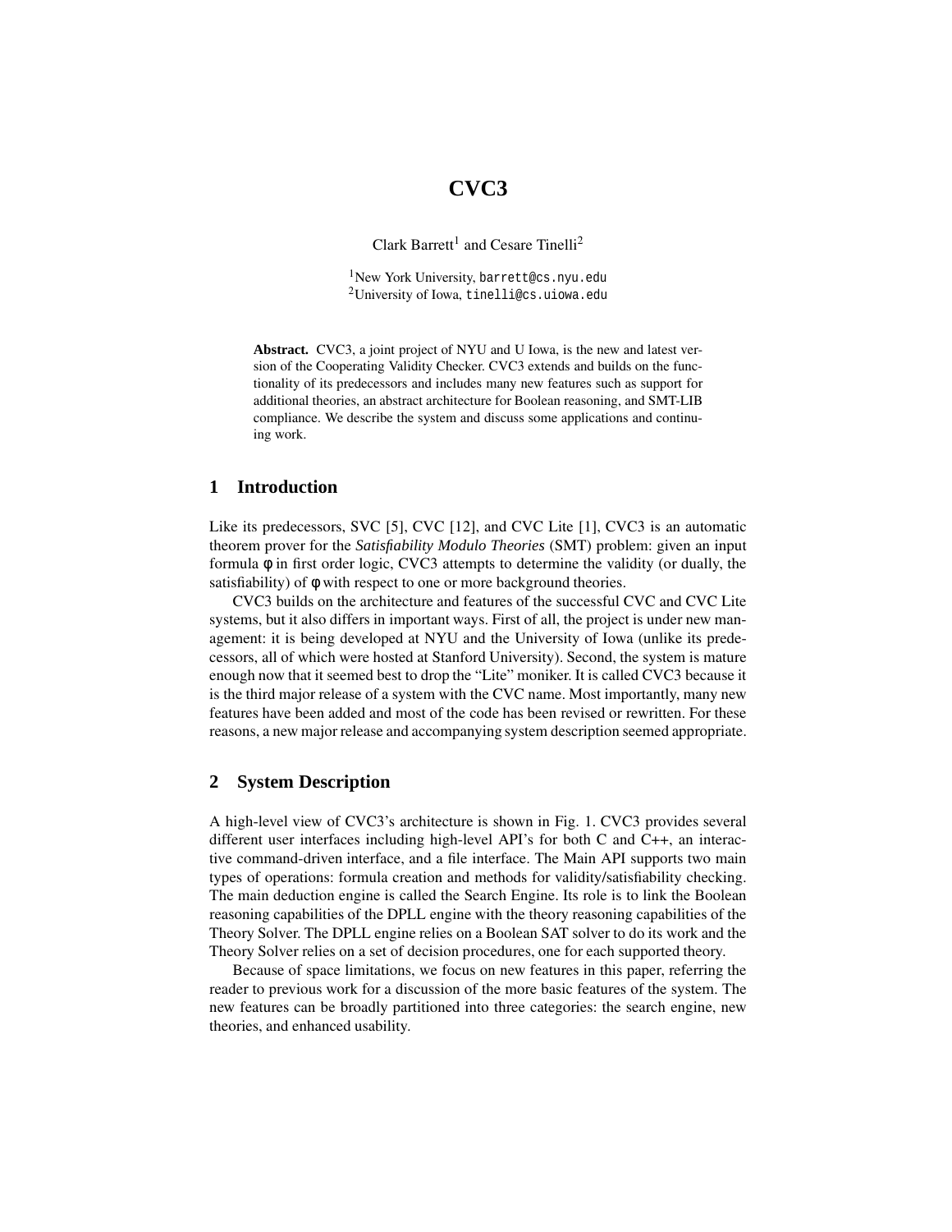# CVC3

Clark Barrett[1] and Cesare Tinelli[2]

[1]New York University, barrett@cs.nyu.edu
[2]University of Iowa, tinelli@cs.uiowa.edu

**Abstract.** CVC3, a joint project of NYU and U Iowa, is the new and latest version of the Cooperating Validity Checker. CVC3 extends and builds on the functionality of its predecessors and includes many new features such as support for additional theories, an abstract architecture for Boolean reasoning, and SMT-LIB compliance. We describe the system and discuss some applications and continuing work.

## 1 Introduction

Like its predecessors, SVC [5], CVC [12], and CVC Lite [1], CVC3 is an automatic theorem prover for the *Satisfiability Modulo Theories* (SMT) problem: given an input formula $\phi$ in first order logic, CVC3 attempts to determine the validity (or dually, the satisfiability) of $\phi$ with respect to one or more background theories.

CVC3 builds on the architecture and features of the successful CVC and CVC Lite systems, but it also differs in important ways. First of all, the project is under new management: it is being developed at NYU and the University of Iowa (unlike its predecessors, all of which were hosted at Stanford University). Second, the system is mature enough now that it seemed best to drop the "Lite" moniker. It is called CVC3 because it is the third major release of a system with the CVC name. Most importantly, many new features have been added and most of the code has been revised or rewritten. For these reasons, a new major release and accompanying system description seemed appropriate.

## 2 System Description

A high-level view of CVC3's architecture is shown in Fig. 1. CVC3 provides several different user interfaces including high-level API's for both C and C++, an interactive command-driven interface, and a file interface. The Main API supports two main types of operations: formula creation and methods for validity/satisfiability checking. The main deduction engine is called the Search Engine. Its role is to link the Boolean reasoning capabilities of the DPLL engine with the theory reasoning capabilities of the Theory Solver. The DPLL engine relies on a Boolean SAT solver to do its work and the Theory Solver relies on a set of decision procedures, one for each supported theory.

Because of space limitations, we focus on new features in this paper, referring the reader to previous work for a discussion of the more basic features of the system. The new features can be broadly partitioned into three categories: the search engine, new theories, and enhanced usability.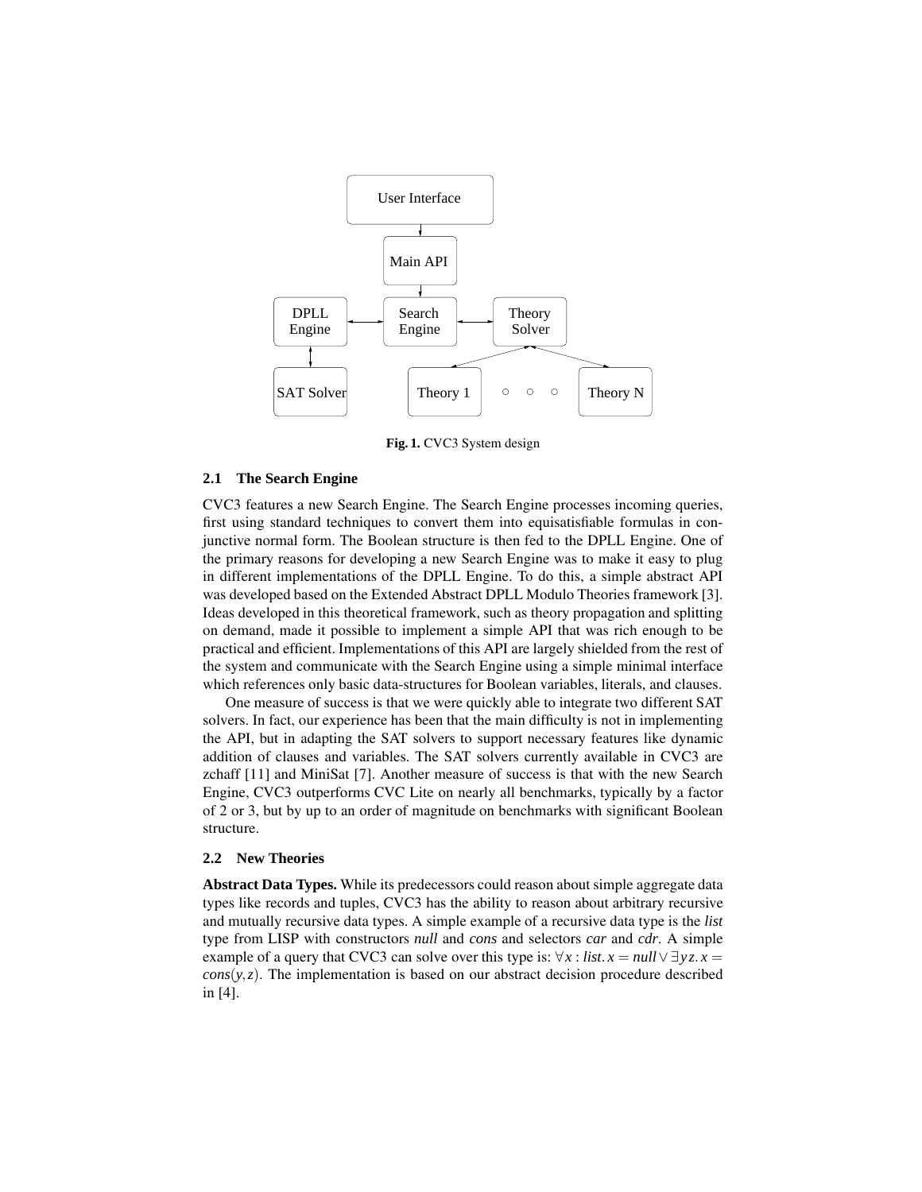Fig. 1. CVC3 System design

### 2.1 The Search Engine

CVC3 features a new Search Engine. The Search Engine processes incoming queries, first using standard techniques to convert them into equisatisfiable formulas in conjunctive normal form. The Boolean structure is then fed to the DPLL Engine. One of the primary reasons for developing a new Search Engine was to make it easy to plug in different implementations of the DPLL Engine. To do this, a simple abstract API was developed based on the Extended Abstract DPLL Modulo Theories framework [3]. Ideas developed in this theoretical framework, such as theory propagation and splitting on demand, made it possible to implement a simple API that was rich enough to be practical and efficient. Implementations of this API are largely shielded from the rest of the system and communicate with the Search Engine using a simple minimal interface which references only basic data-structures for Boolean variables, literals, and clauses.

One measure of success is that we were quickly able to integrate two different SAT solvers. In fact, our experience has been that the main difficulty is not in implementing the API, but in adapting the SAT solvers to support necessary features like dynamic addition of clauses and variables. The SAT solvers currently available in CVC3 are zchaff [11] and MiniSat [7]. Another measure of success is that with the new Search Engine, CVC3 outperforms CVC Lite on nearly all benchmarks, typically by a factor of 2 or 3, but by up to an order of magnitude on benchmarks with significant Boolean structure.

### 2.2 New Theories

**Abstract Data Types.** While its predecessors could reason about simple aggregate data types like records and tuples, CVC3 has the ability to reason about arbitrary recursive and mutually recursive data types. A simple example of a recursive data type is the *list* type from LISP with constructors *null* and *cons* and selectors *car* and *cdr*. A simple example of a query that CVC3 can solve over this type is: $\forall x : list.\, x = null \vee \exists y z.\, x = cons(y,z)$. The implementation is based on our abstract decision procedure described in [4].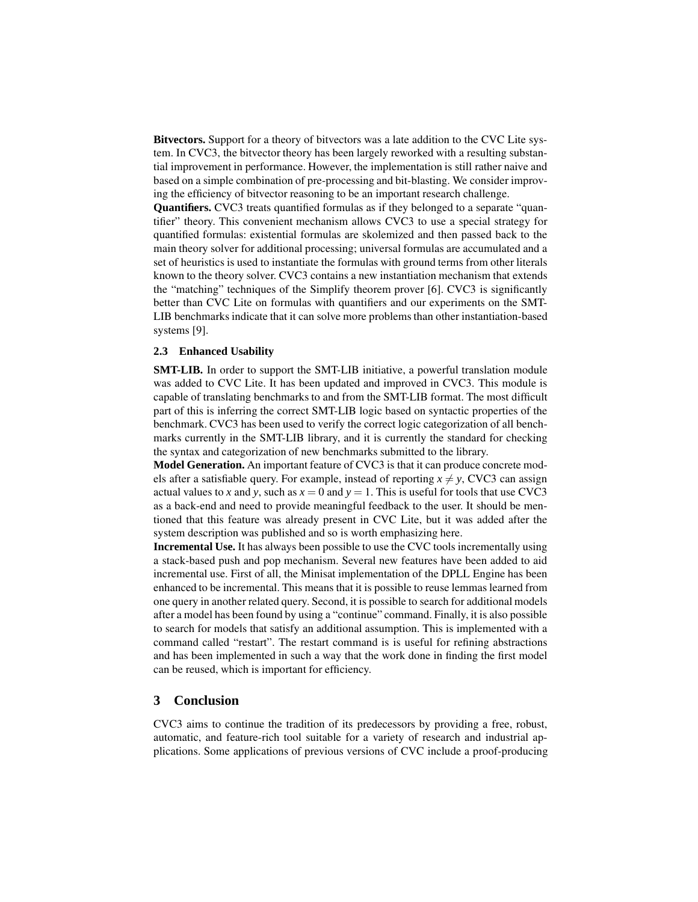**Bitvectors.** Support for a theory of bitvectors was a late addition to the CVC Lite system. In CVC3, the bitvector theory has been largely reworked with a resulting substantial improvement in performance. However, the implementation is still rather naive and based on a simple combination of pre-processing and bit-blasting. We consider improving the efficiency of bitvector reasoning to be an important research challenge.

**Quantifiers.** CVC3 treats quantified formulas as if they belonged to a separate "quantifier" theory. This convenient mechanism allows CVC3 to use a special strategy for quantified formulas: existential formulas are skolemized and then passed back to the main theory solver for additional processing; universal formulas are accumulated and a set of heuristics is used to instantiate the formulas with ground terms from other literals known to the theory solver. CVC3 contains a new instantiation mechanism that extends the "matching" techniques of the Simplify theorem prover [6]. CVC3 is significantly better than CVC Lite on formulas with quantifiers and our experiments on the SMT-LIB benchmarks indicate that it can solve more problems than other instantiation-based systems [9].

### 2.3 Enhanced Usability

**SMT-LIB.** In order to support the SMT-LIB initiative, a powerful translation module was added to CVC Lite. It has been updated and improved in CVC3. This module is capable of translating benchmarks to and from the SMT-LIB format. The most difficult part of this is inferring the correct SMT-LIB logic based on syntactic properties of the benchmark. CVC3 has been used to verify the correct logic categorization of all benchmarks currently in the SMT-LIB library, and it is currently the standard for checking the syntax and categorization of new benchmarks submitted to the library.

**Model Generation.** An important feature of CVC3 is that it can produce concrete models after a satisfiable query. For example, instead of reporting $x \neq y$, CVC3 can assign actual values to $x$ and $y$, such as $x = 0$ and $y = 1$. This is useful for tools that use CVC3 as a back-end and need to provide meaningful feedback to the user. It should be mentioned that this feature was already present in CVC Lite, but it was added after the system description was published and so is worth emphasizing here.

**Incremental Use.** It has always been possible to use the CVC tools incrementally using a stack-based push and pop mechanism. Several new features have been added to aid incremental use. First of all, the Minisat implementation of the DPLL Engine has been enhanced to be incremental. This means that it is possible to reuse lemmas learned from one query in another related query. Second, it is possible to search for additional models after a model has been found by using a "continue" command. Finally, it is also possible to search for models that satisfy an additional assumption. This is implemented with a command called "restart". The restart command is is useful for refining abstractions and has been implemented in such a way that the work done in finding the first model can be reused, which is important for efficiency.

## 3 Conclusion

CVC3 aims to continue the tradition of its predecessors by providing a free, robust, automatic, and feature-rich tool suitable for a variety of research and industrial applications. Some applications of previous versions of CVC include a proof-producing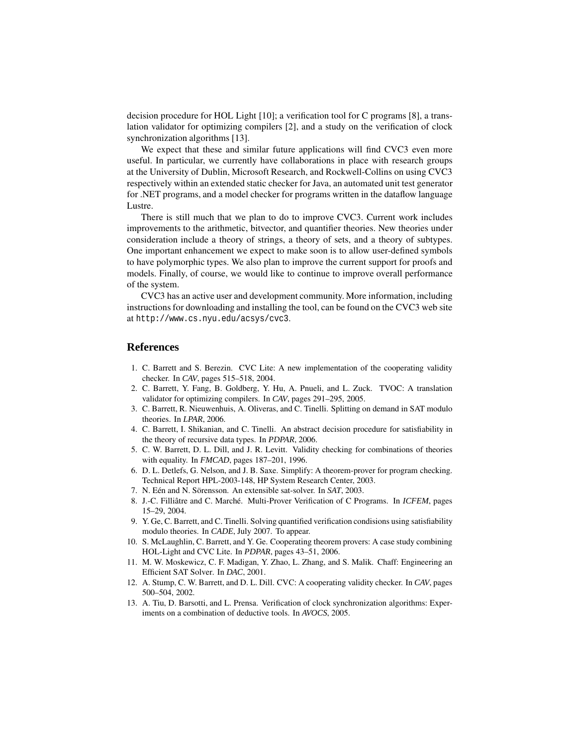decision procedure for HOL Light [10]; a verification tool for C programs [8], a translation validator for optimizing compilers [2], and a study on the verification of clock synchronization algorithms [13].

We expect that these and similar future applications will find CVC3 even more useful. In particular, we currently have collaborations in place with research groups at the University of Dublin, Microsoft Research, and Rockwell-Collins on using CVC3 respectively within an extended static checker for Java, an automated unit test generator for .NET programs, and a model checker for programs written in the dataflow language Lustre.

There is still much that we plan to do to improve CVC3. Current work includes improvements to the arithmetic, bitvector, and quantifier theories. New theories under consideration include a theory of strings, a theory of sets, and a theory of subtypes. One important enhancement we expect to make soon is to allow user-defined symbols to have polymorphic types. We also plan to improve the current support for proofs and models. Finally, of course, we would like to continue to improve overall performance of the system.

CVC3 has an active user and development community. More information, including instructions for downloading and installing the tool, can be found on the CVC3 web site at `http://www.cs.nyu.edu/acsys/cvc3`.

## References

1. C. Barrett and S. Berezin. CVC Lite: A new implementation of the cooperating validity checker. In *CAV*, pages 515–518, 2004.
2. C. Barrett, Y. Fang, B. Goldberg, Y. Hu, A. Pnueli, and L. Zuck. TVOC: A translation validator for optimizing compilers. In *CAV*, pages 291–295, 2005.
3. C. Barrett, R. Nieuwenhuis, A. Oliveras, and C. Tinelli. Splitting on demand in SAT modulo theories. In *LPAR*, 2006.
4. C. Barrett, I. Shikanian, and C. Tinelli. An abstract decision procedure for satisfiability in the theory of recursive data types. In *PDPAR*, 2006.
5. C. W. Barrett, D. L. Dill, and J. R. Levitt. Validity checking for combinations of theories with equality. In *FMCAD*, pages 187–201, 1996.
6. D. L. Detlefs, G. Nelson, and J. B. Saxe. Simplify: A theorem-prover for program checking. Technical Report HPL-2003-148, HP System Research Center, 2003.
7. N. Eén and N. Sörensson. An extensible sat-solver. In *SAT*, 2003.
8. J.-C. Filliâtre and C. Marché. Multi-Prover Verification of C Programs. In *ICFEM*, pages 15–29, 2004.
9. Y. Ge, C. Barrett, and C. Tinelli. Solving quantified verification condisions using satisfiability modulo theories. In *CADE*, July 2007. To appear.
10. S. McLaughlin, C. Barrett, and Y. Ge. Cooperating theorem provers: A case study combining HOL-Light and CVC Lite. In *PDPAR*, pages 43–51, 2006.
11. M. W. Moskewicz, C. F. Madigan, Y. Zhao, L. Zhang, and S. Malik. Chaff: Engineering an Efficient SAT Solver. In *DAC*, 2001.
12. A. Stump, C. W. Barrett, and D. L. Dill. CVC: A cooperating validity checker. In *CAV*, pages 500–504, 2002.
13. A. Tiu, D. Barsotti, and L. Prensa. Verification of clock synchronization algorithms: Experiments on a combination of deductive tools. In *AVOCS*, 2005.